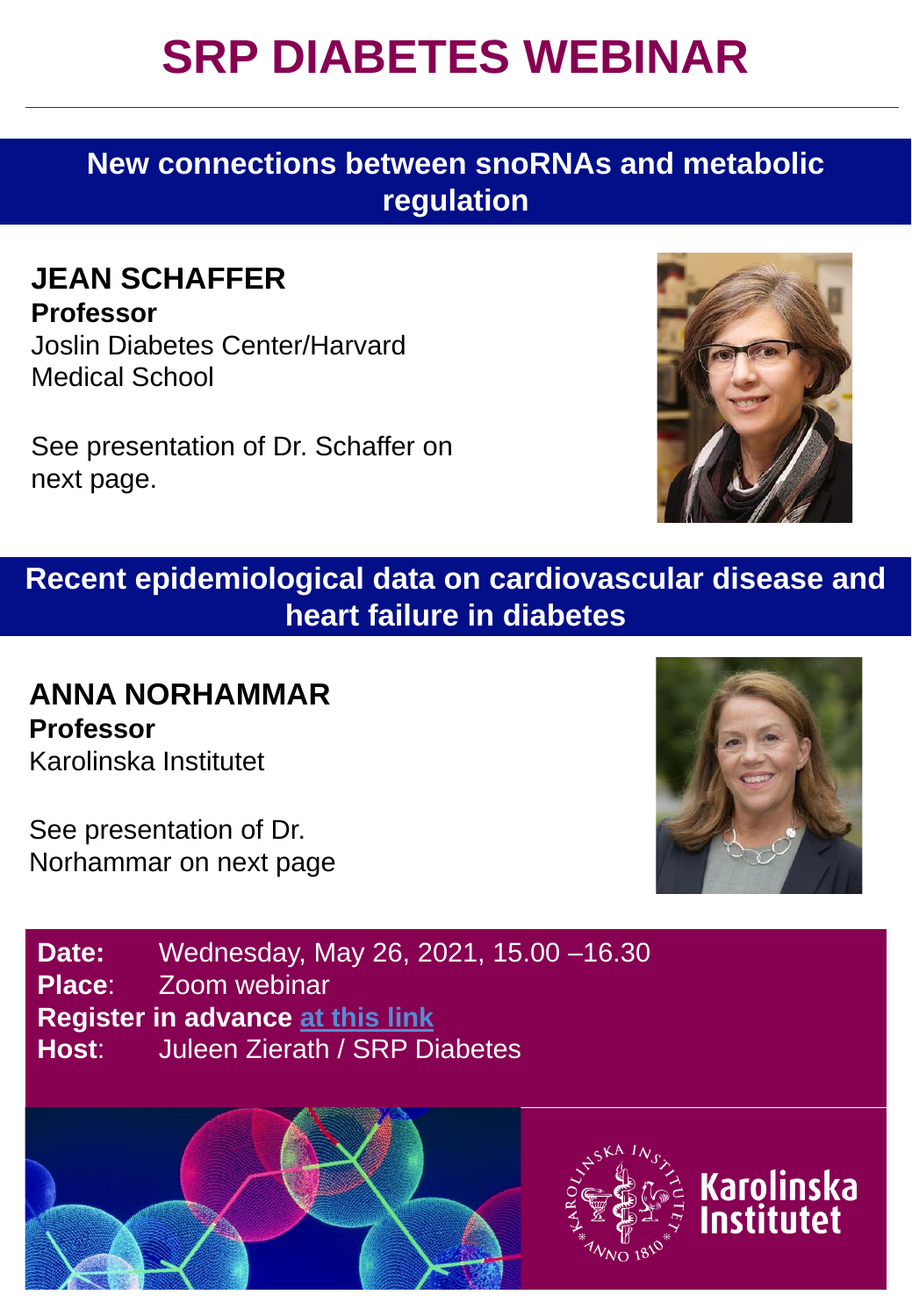# SRP DIABETES WEBINAR

## New connections between snoRNAs and metabolic regulation

**JEAN SCHAFFER**
**Professor**
Joslin Diabetes Center/Harvard Medical School

See presentation of Dr. Schaffer on next page.

## Recent epidemiological data on cardiovascular disease and heart failure in diabetes

**ANNA NORHAMMAR**
**Professor**
Karolinska Institutet

See presentation of Dr. Norhammar on next page

**Date:** Wednesday, May 26, 2021, 15.00 –16.30
**Place**: Zoom webinar
**Register in advance** at this link
**Host**: Juleen Zierath / SRP Diabetes

Karolinska Institutet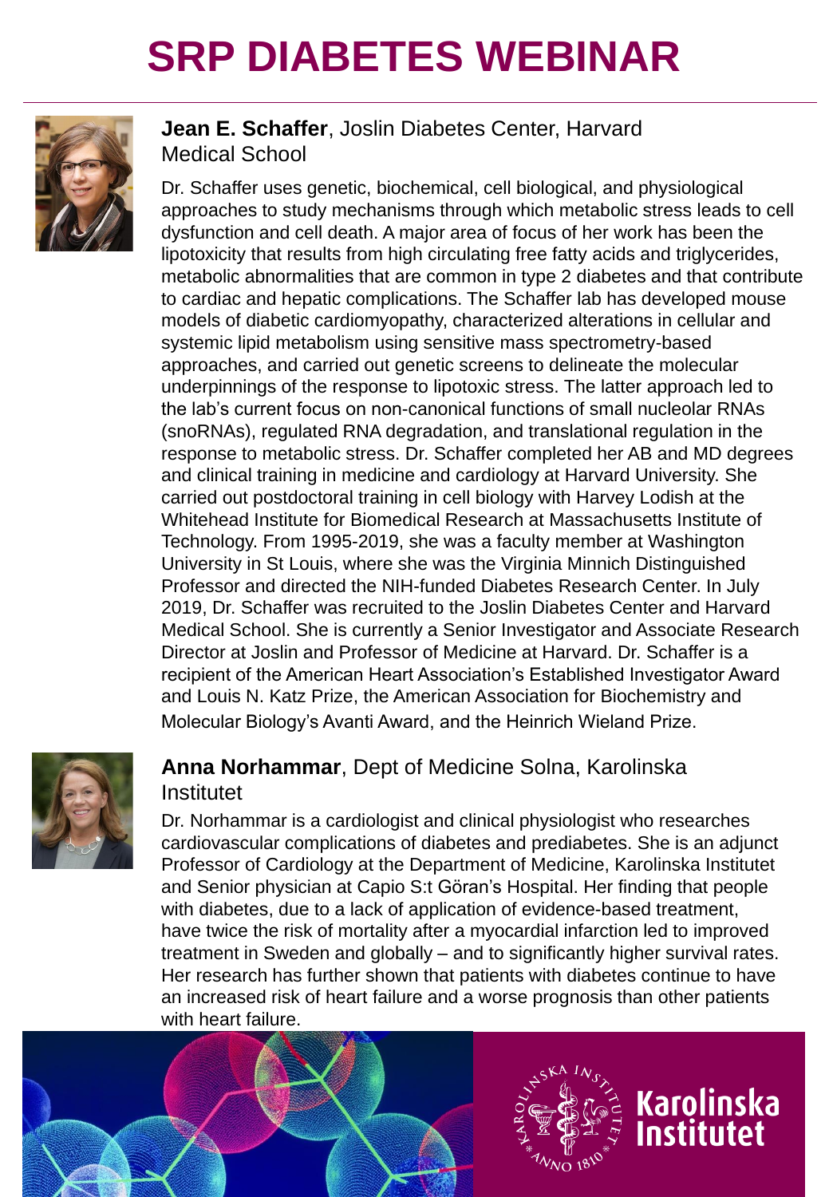# SRP DIABETES WEBINAR

**Jean E. Schaffer**, Joslin Diabetes Center, Harvard Medical School

Dr. Schaffer uses genetic, biochemical, cell biological, and physiological approaches to study mechanisms through which metabolic stress leads to cell dysfunction and cell death. A major area of focus of her work has been the lipotoxicity that results from high circulating free fatty acids and triglycerides, metabolic abnormalities that are common in type 2 diabetes and that contribute to cardiac and hepatic complications. The Schaffer lab has developed mouse models of diabetic cardiomyopathy, characterized alterations in cellular and systemic lipid metabolism using sensitive mass spectrometry-based approaches, and carried out genetic screens to delineate the molecular underpinnings of the response to lipotoxic stress. The latter approach led to the lab's current focus on non-canonical functions of small nucleolar RNAs (snoRNAs), regulated RNA degradation, and translational regulation in the response to metabolic stress. Dr. Schaffer completed her AB and MD degrees and clinical training in medicine and cardiology at Harvard University. She carried out postdoctoral training in cell biology with Harvey Lodish at the Whitehead Institute for Biomedical Research at Massachusetts Institute of Technology. From 1995-2019, she was a faculty member at Washington University in St Louis, where she was the Virginia Minnich Distinguished Professor and directed the NIH-funded Diabetes Research Center. In July 2019, Dr. Schaffer was recruited to the Joslin Diabetes Center and Harvard Medical School. She is currently a Senior Investigator and Associate Research Director at Joslin and Professor of Medicine at Harvard. Dr. Schaffer is a recipient of the American Heart Association's Established Investigator Award and Louis N. Katz Prize, the American Association for Biochemistry and Molecular Biology's Avanti Award, and the Heinrich Wieland Prize.

**Anna Norhammar**, Dept of Medicine Solna, Karolinska Institutet

Dr. Norhammar is a cardiologist and clinical physiologist who researches cardiovascular complications of diabetes and prediabetes. She is an adjunct Professor of Cardiology at the Department of Medicine, Karolinska Institutet and Senior physician at Capio S:t Göran's Hospital. Her finding that people with diabetes, due to a lack of application of evidence-based treatment, have twice the risk of mortality after a myocardial infarction led to improved treatment in Sweden and globally – and to significantly higher survival rates. Her research has further shown that patients with diabetes continue to have an increased risk of heart failure and a worse prognosis than other patients with heart failure.

Karolinska Institutet